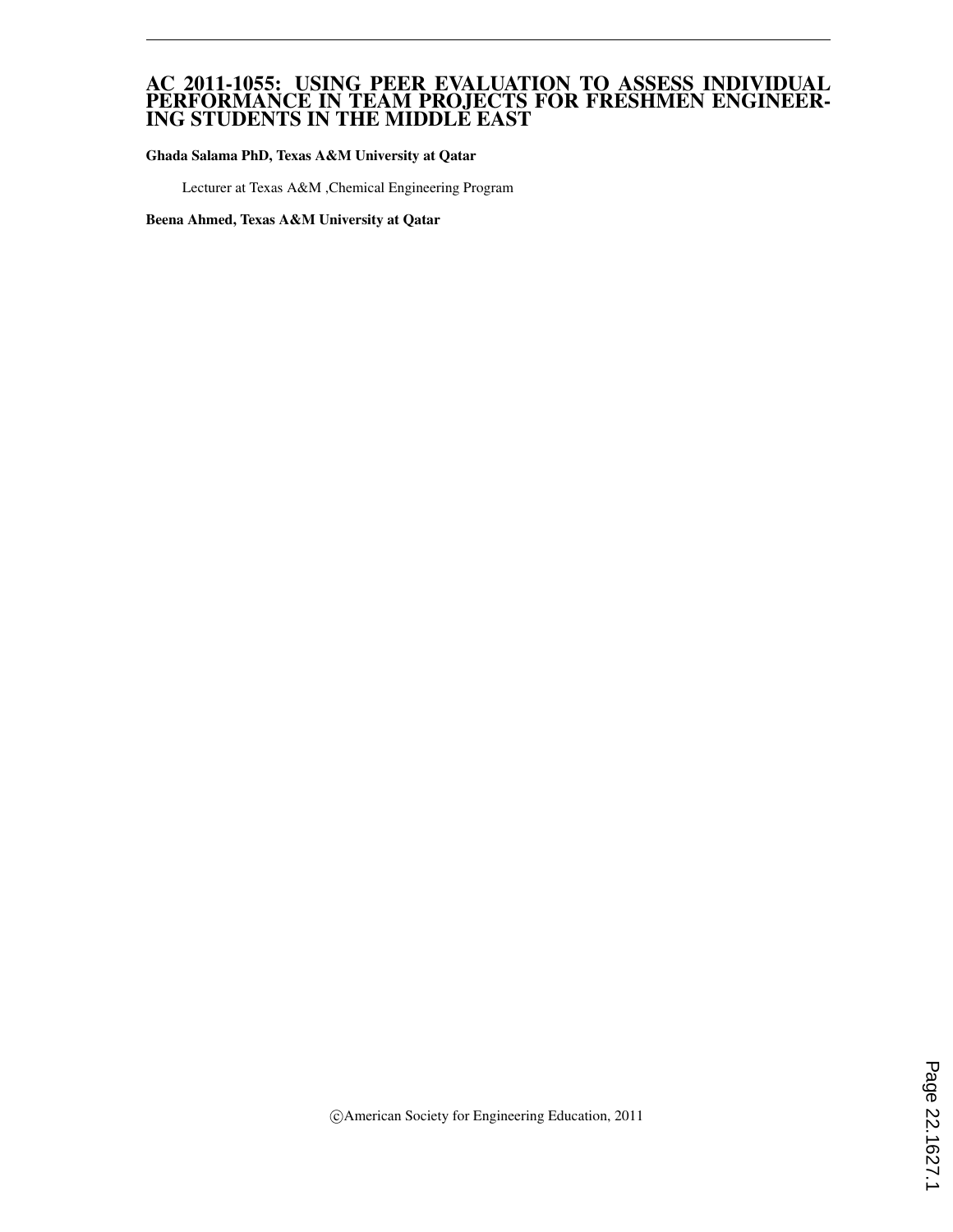# AC 2011-1055: USING PEER EVALUATION TO ASSESS INDIVIDUAL PERFORMANCE IN TEAM PROJECTS FOR FRESHMEN ENGINEERING STUDENTS IN THE MIDDLE EAST

**Ghada Salama PhD, Texas A&M University at Qatar**

Lecturer at Texas A&M ,Chemical Engineering Program

**Beena Ahmed, Texas A&M University at Qatar**

©American Society for Engineering Education, 2011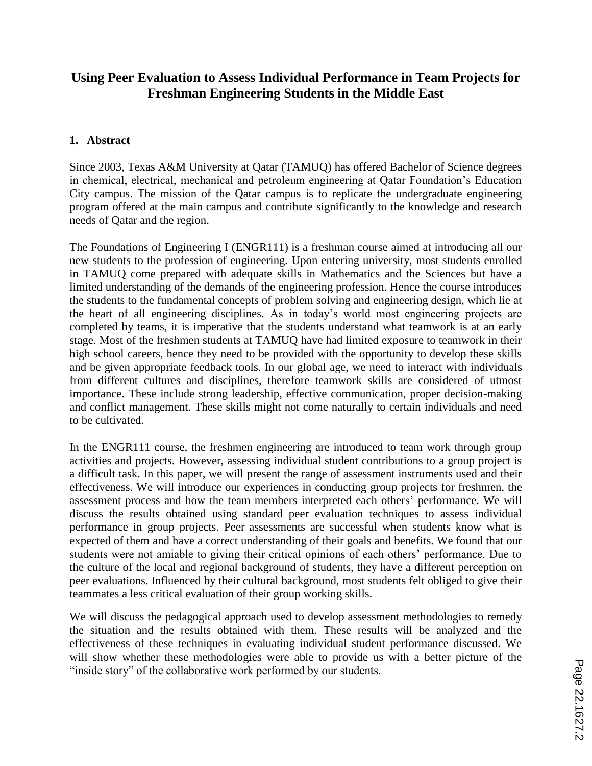# Using Peer Evaluation to Assess Individual Performance in Team Projects for Freshman Engineering Students in the Middle East

## 1. Abstract

Since 2003, Texas A&M University at Qatar (TAMUQ) has offered Bachelor of Science degrees in chemical, electrical, mechanical and petroleum engineering at Qatar Foundation's Education City campus. The mission of the Qatar campus is to replicate the undergraduate engineering program offered at the main campus and contribute significantly to the knowledge and research needs of Qatar and the region.

The Foundations of Engineering I (ENGR111) is a freshman course aimed at introducing all our new students to the profession of engineering. Upon entering university, most students enrolled in TAMUQ come prepared with adequate skills in Mathematics and the Sciences but have a limited understanding of the demands of the engineering profession. Hence the course introduces the students to the fundamental concepts of problem solving and engineering design, which lie at the heart of all engineering disciplines. As in today's world most engineering projects are completed by teams, it is imperative that the students understand what teamwork is at an early stage. Most of the freshmen students at TAMUQ have had limited exposure to teamwork in their high school careers, hence they need to be provided with the opportunity to develop these skills and be given appropriate feedback tools. In our global age, we need to interact with individuals from different cultures and disciplines, therefore teamwork skills are considered of utmost importance. These include strong leadership, effective communication, proper decision-making and conflict management. These skills might not come naturally to certain individuals and need to be cultivated.

In the ENGR111 course, the freshmen engineering are introduced to team work through group activities and projects. However, assessing individual student contributions to a group project is a difficult task. In this paper, we will present the range of assessment instruments used and their effectiveness. We will introduce our experiences in conducting group projects for freshmen, the assessment process and how the team members interpreted each others' performance. We will discuss the results obtained using standard peer evaluation techniques to assess individual performance in group projects. Peer assessments are successful when students know what is expected of them and have a correct understanding of their goals and benefits. We found that our students were not amiable to giving their critical opinions of each others' performance. Due to the culture of the local and regional background of students, they have a different perception on peer evaluations. Influenced by their cultural background, most students felt obliged to give their teammates a less critical evaluation of their group working skills.

We will discuss the pedagogical approach used to develop assessment methodologies to remedy the situation and the results obtained with them. These results will be analyzed and the effectiveness of these techniques in evaluating individual student performance discussed. We will show whether these methodologies were able to provide us with a better picture of the "inside story" of the collaborative work performed by our students.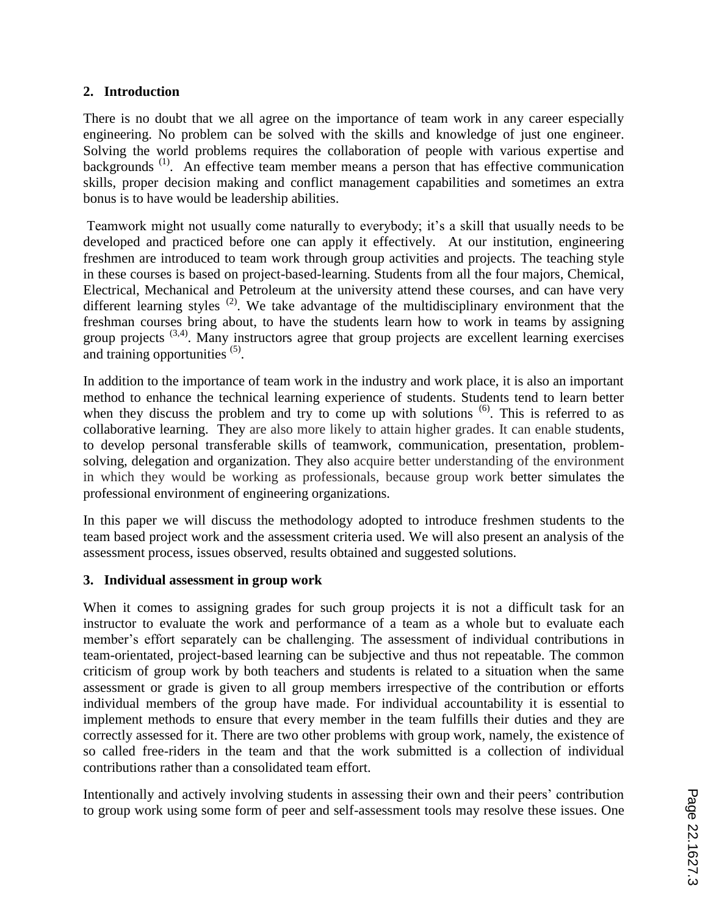## 2. Introduction

There is no doubt that we all agree on the importance of team work in any career especially engineering. No problem can be solved with the skills and knowledge of just one engineer. Solving the world problems requires the collaboration of people with various expertise and backgrounds [1]. An effective team member means a person that has effective communication skills, proper decision making and conflict management capabilities and sometimes an extra bonus is to have would be leadership abilities.

Teamwork might not usually come naturally to everybody; it's a skill that usually needs to be developed and practiced before one can apply it effectively. At our institution, engineering freshmen are introduced to team work through group activities and projects. The teaching style in these courses is based on project-based-learning. Students from all the four majors, Chemical, Electrical, Mechanical and Petroleum at the university attend these courses, and can have very different learning styles [2]. We take advantage of the multidisciplinary environment that the freshman courses bring about, to have the students learn how to work in teams by assigning group projects [3,4]. Many instructors agree that group projects are excellent learning exercises and training opportunities [5].

In addition to the importance of team work in the industry and work place, it is also an important method to enhance the technical learning experience of students. Students tend to learn better when they discuss the problem and try to come up with solutions [6]. This is referred to as collaborative learning. They are also more likely to attain higher grades. It can enable students, to develop personal transferable skills of teamwork, communication, presentation, problem-solving, delegation and organization. They also acquire better understanding of the environment in which they would be working as professionals, because group work better simulates the professional environment of engineering organizations.

In this paper we will discuss the methodology adopted to introduce freshmen students to the team based project work and the assessment criteria used. We will also present an analysis of the assessment process, issues observed, results obtained and suggested solutions.

## 3. Individual assessment in group work

When it comes to assigning grades for such group projects it is not a difficult task for an instructor to evaluate the work and performance of a team as a whole but to evaluate each member's effort separately can be challenging. The assessment of individual contributions in team-orientated, project-based learning can be subjective and thus not repeatable. The common criticism of group work by both teachers and students is related to a situation when the same assessment or grade is given to all group members irrespective of the contribution or efforts individual members of the group have made. For individual accountability it is essential to implement methods to ensure that every member in the team fulfills their duties and they are correctly assessed for it. There are two other problems with group work, namely, the existence of so called free-riders in the team and that the work submitted is a collection of individual contributions rather than a consolidated team effort.

Intentionally and actively involving students in assessing their own and their peers' contribution to group work using some form of peer and self-assessment tools may resolve these issues. One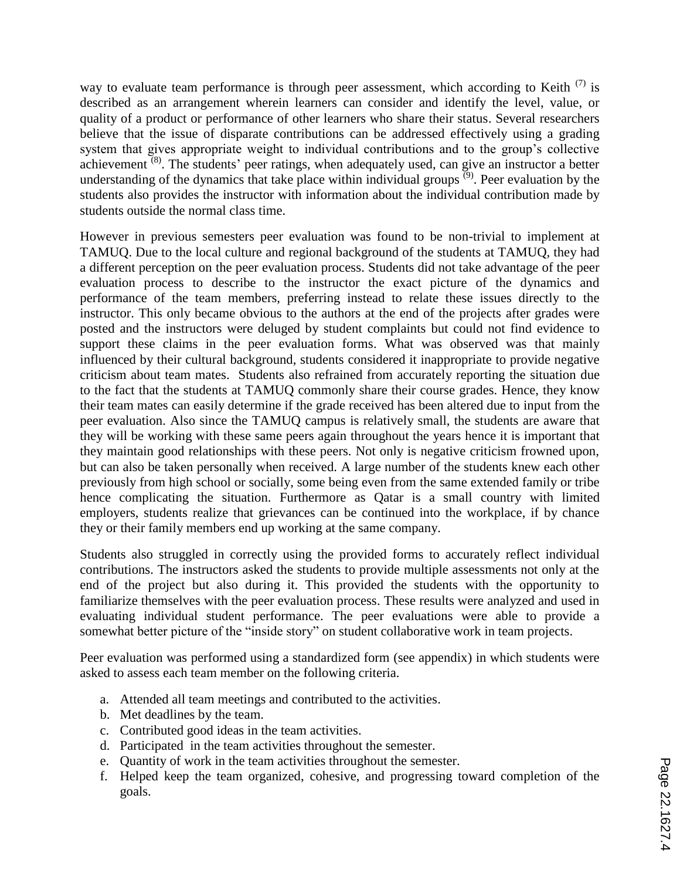way to evaluate team performance is through peer assessment, which according to Keith [7] is described as an arrangement wherein learners can consider and identify the level, value, or quality of a product or performance of other learners who share their status. Several researchers believe that the issue of disparate contributions can be addressed effectively using a grading system that gives appropriate weight to individual contributions and to the group's collective achievement [8]. The students' peer ratings, when adequately used, can give an instructor a better understanding of the dynamics that take place within individual groups [9]. Peer evaluation by the students also provides the instructor with information about the individual contribution made by students outside the normal class time.

However in previous semesters peer evaluation was found to be non-trivial to implement at TAMUQ. Due to the local culture and regional background of the students at TAMUQ, they had a different perception on the peer evaluation process. Students did not take advantage of the peer evaluation process to describe to the instructor the exact picture of the dynamics and performance of the team members, preferring instead to relate these issues directly to the instructor. This only became obvious to the authors at the end of the projects after grades were posted and the instructors were deluged by student complaints but could not find evidence to support these claims in the peer evaluation forms. What was observed was that mainly influenced by their cultural background, students considered it inappropriate to provide negative criticism about team mates. Students also refrained from accurately reporting the situation due to the fact that the students at TAMUQ commonly share their course grades. Hence, they know their team mates can easily determine if the grade received has been altered due to input from the peer evaluation. Also since the TAMUQ campus is relatively small, the students are aware that they will be working with these same peers again throughout the years hence it is important that they maintain good relationships with these peers. Not only is negative criticism frowned upon, but can also be taken personally when received. A large number of the students knew each other previously from high school or socially, some being even from the same extended family or tribe hence complicating the situation. Furthermore as Qatar is a small country with limited employers, students realize that grievances can be continued into the workplace, if by chance they or their family members end up working at the same company.

Students also struggled in correctly using the provided forms to accurately reflect individual contributions. The instructors asked the students to provide multiple assessments not only at the end of the project but also during it. This provided the students with the opportunity to familiarize themselves with the peer evaluation process. These results were analyzed and used in evaluating individual student performance. The peer evaluations were able to provide a somewhat better picture of the "inside story" on student collaborative work in team projects.

Peer evaluation was performed using a standardized form (see appendix) in which students were asked to assess each team member on the following criteria.

a. Attended all team meetings and contributed to the activities.
b. Met deadlines by the team.
c. Contributed good ideas in the team activities.
d. Participated in the team activities throughout the semester.
e. Quantity of work in the team activities throughout the semester.
f. Helped keep the team organized, cohesive, and progressing toward completion of the goals.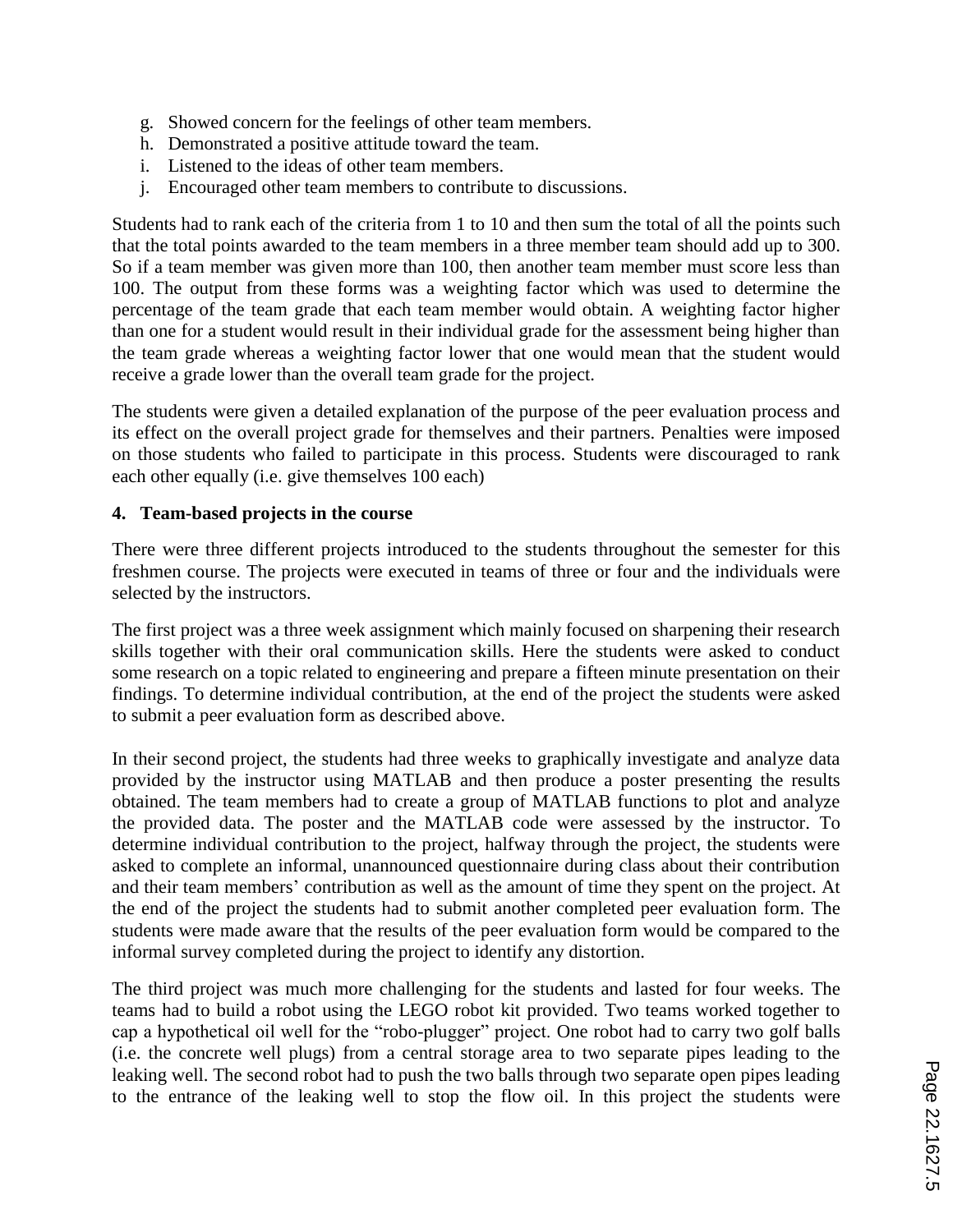g. Showed concern for the feelings of other team members.
h. Demonstrated a positive attitude toward the team.
i. Listened to the ideas of other team members.
j. Encouraged other team members to contribute to discussions.

Students had to rank each of the criteria from 1 to 10 and then sum the total of all the points such that the total points awarded to the team members in a three member team should add up to 300. So if a team member was given more than 100, then another team member must score less than 100. The output from these forms was a weighting factor which was used to determine the percentage of the team grade that each team member would obtain. A weighting factor higher than one for a student would result in their individual grade for the assessment being higher than the team grade whereas a weighting factor lower that one would mean that the student would receive a grade lower than the overall team grade for the project.

The students were given a detailed explanation of the purpose of the peer evaluation process and its effect on the overall project grade for themselves and their partners. Penalties were imposed on those students who failed to participate in this process. Students were discouraged to rank each other equally (i.e. give themselves 100 each)

## 4. Team-based projects in the course

There were three different projects introduced to the students throughout the semester for this freshmen course. The projects were executed in teams of three or four and the individuals were selected by the instructors.

The first project was a three week assignment which mainly focused on sharpening their research skills together with their oral communication skills. Here the students were asked to conduct some research on a topic related to engineering and prepare a fifteen minute presentation on their findings. To determine individual contribution, at the end of the project the students were asked to submit a peer evaluation form as described above.

In their second project, the students had three weeks to graphically investigate and analyze data provided by the instructor using MATLAB and then produce a poster presenting the results obtained. The team members had to create a group of MATLAB functions to plot and analyze the provided data. The poster and the MATLAB code were assessed by the instructor. To determine individual contribution to the project, halfway through the project, the students were asked to complete an informal, unannounced questionnaire during class about their contribution and their team members' contribution as well as the amount of time they spent on the project. At the end of the project the students had to submit another completed peer evaluation form. The students were made aware that the results of the peer evaluation form would be compared to the informal survey completed during the project to identify any distortion.

The third project was much more challenging for the students and lasted for four weeks. The teams had to build a robot using the LEGO robot kit provided. Two teams worked together to cap a hypothetical oil well for the "robo-plugger" project. One robot had to carry two golf balls (i.e. the concrete well plugs) from a central storage area to two separate pipes leading to the leaking well. The second robot had to push the two balls through two separate open pipes leading to the entrance of the leaking well to stop the flow oil. In this project the students were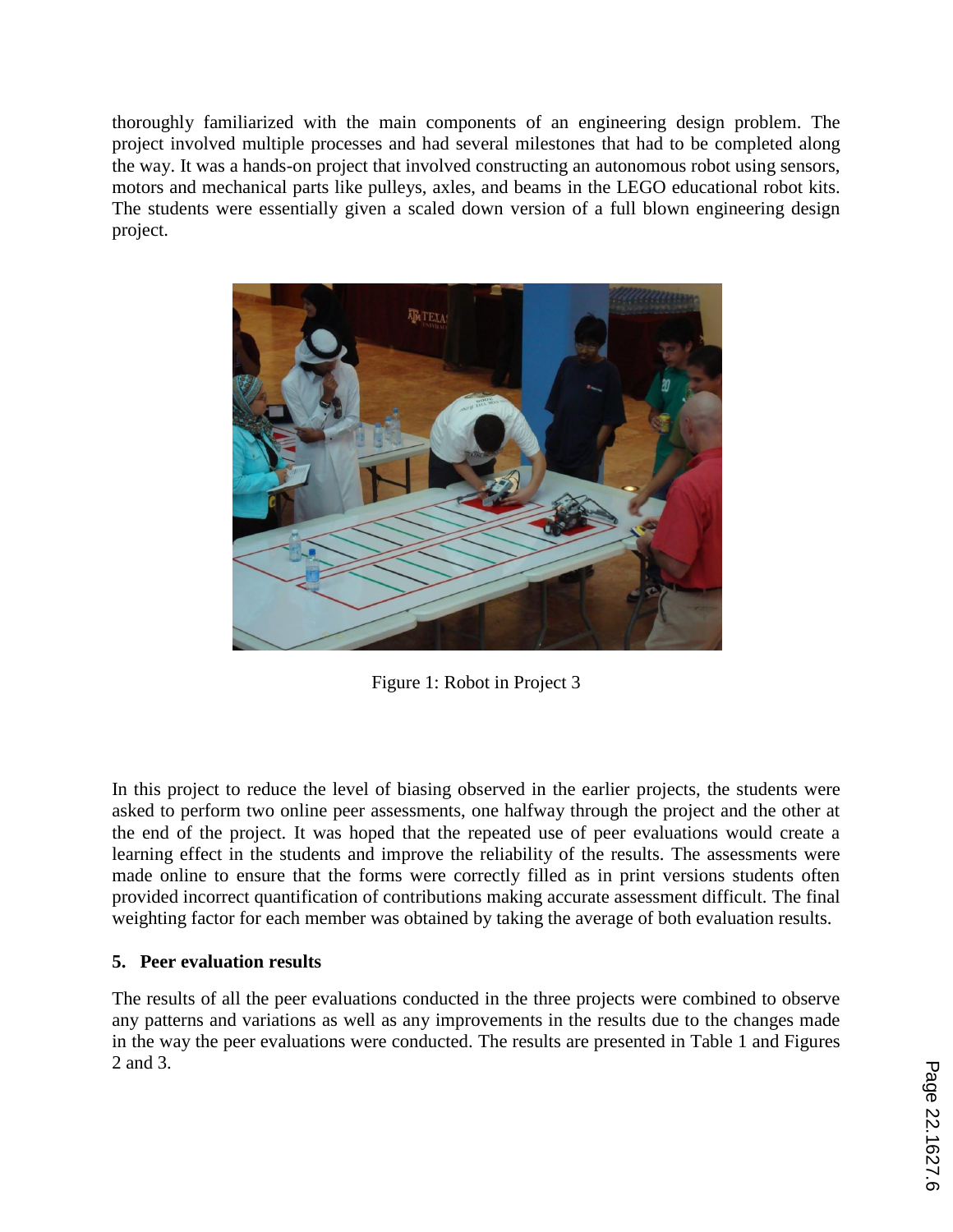thoroughly familiarized with the main components of an engineering design problem. The project involved multiple processes and had several milestones that had to be completed along the way. It was a hands-on project that involved constructing an autonomous robot using sensors, motors and mechanical parts like pulleys, axles, and beams in the LEGO educational robot kits. The students were essentially given a scaled down version of a full blown engineering design project.

Figure 1: Robot in Project 3

In this project to reduce the level of biasing observed in the earlier projects, the students were asked to perform two online peer assessments, one halfway through the project and the other at the end of the project. It was hoped that the repeated use of peer evaluations would create a learning effect in the students and improve the reliability of the results. The assessments were made online to ensure that the forms were correctly filled as in print versions students often provided incorrect quantification of contributions making accurate assessment difficult. The final weighting factor for each member was obtained by taking the average of both evaluation results.

## 5. Peer evaluation results

The results of all the peer evaluations conducted in the three projects were combined to observe any patterns and variations as well as any improvements in the results due to the changes made in the way the peer evaluations were conducted. The results are presented in Table 1 and Figures 2 and 3.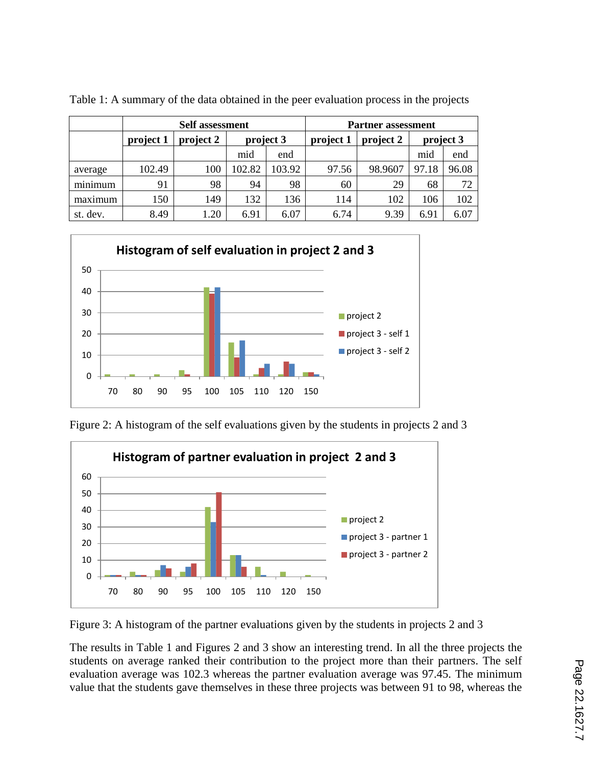Table 1: A summary of the data obtained in the peer evaluation process in the projects

| | Self assessment | | | | Partner assessment | | | |
|---|---|---|---|---|---|---|---|---|
| | project 1 | project 2 | project 3 | | project 1 | project 2 | project 3 | |
| | | | mid | end | | | mid | end |
| average | 102.49 | 100 | 102.82 | 103.92 | 97.56 | 98.9607 | 97.18 | 96.08 |
| minimum | 91 | 98 | 94 | 98 | 60 | 29 | 68 | 72 |
| maximum | 150 | 149 | 132 | 136 | 114 | 102 | 106 | 102 |
| st. dev. | 8.49 | 1.20 | 6.91 | 6.07 | 6.74 | 9.39 | 6.91 | 6.07 |

Figure 2: A histogram of the self evaluations given by the students in projects 2 and 3

Figure 3: A histogram of the partner evaluations given by the students in projects 2 and 3

The results in Table 1 and Figures 2 and 3 show an interesting trend. In all the three projects the students on average ranked their contribution to the project more than their partners. The self evaluation average was 102.3 whereas the partner evaluation average was 97.45. The minimum value that the students gave themselves in these three projects was between 91 to 98, whereas the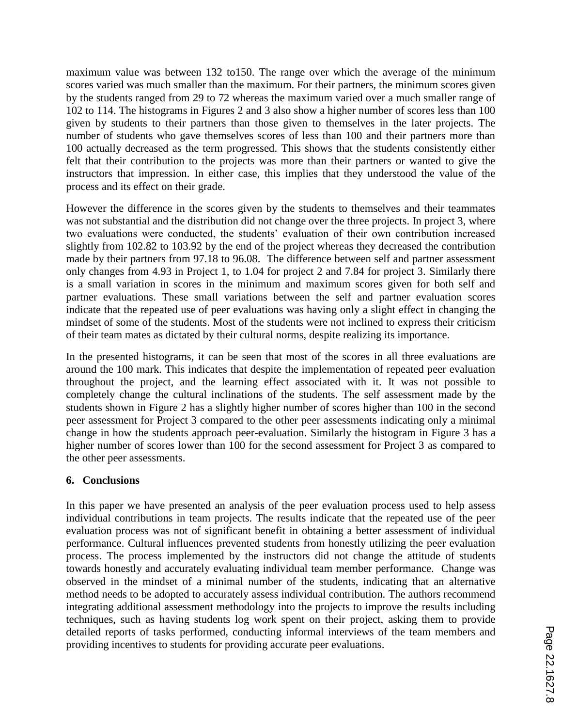maximum value was between 132 to150. The range over which the average of the minimum scores varied was much smaller than the maximum. For their partners, the minimum scores given by the students ranged from 29 to 72 whereas the maximum varied over a much smaller range of 102 to 114. The histograms in Figures 2 and 3 also show a higher number of scores less than 100 given by students to their partners than those given to themselves in the later projects. The number of students who gave themselves scores of less than 100 and their partners more than 100 actually decreased as the term progressed. This shows that the students consistently either felt that their contribution to the projects was more than their partners or wanted to give the instructors that impression. In either case, this implies that they understood the value of the process and its effect on their grade.

However the difference in the scores given by the students to themselves and their teammates was not substantial and the distribution did not change over the three projects. In project 3, where two evaluations were conducted, the students' evaluation of their own contribution increased slightly from 102.82 to 103.92 by the end of the project whereas they decreased the contribution made by their partners from 97.18 to 96.08. The difference between self and partner assessment only changes from 4.93 in Project 1, to 1.04 for project 2 and 7.84 for project 3. Similarly there is a small variation in scores in the minimum and maximum scores given for both self and partner evaluations. These small variations between the self and partner evaluation scores indicate that the repeated use of peer evaluations was having only a slight effect in changing the mindset of some of the students. Most of the students were not inclined to express their criticism of their team mates as dictated by their cultural norms, despite realizing its importance.

In the presented histograms, it can be seen that most of the scores in all three evaluations are around the 100 mark. This indicates that despite the implementation of repeated peer evaluation throughout the project, and the learning effect associated with it. It was not possible to completely change the cultural inclinations of the students. The self assessment made by the students shown in Figure 2 has a slightly higher number of scores higher than 100 in the second peer assessment for Project 3 compared to the other peer assessments indicating only a minimal change in how the students approach peer-evaluation. Similarly the histogram in Figure 3 has a higher number of scores lower than 100 for the second assessment for Project 3 as compared to the other peer assessments.

## 6. Conclusions

In this paper we have presented an analysis of the peer evaluation process used to help assess individual contributions in team projects. The results indicate that the repeated use of the peer evaluation process was not of significant benefit in obtaining a better assessment of individual performance. Cultural influences prevented students from honestly utilizing the peer evaluation process. The process implemented by the instructors did not change the attitude of students towards honestly and accurately evaluating individual team member performance. Change was observed in the mindset of a minimal number of the students, indicating that an alternative method needs to be adopted to accurately assess individual contribution. The authors recommend integrating additional assessment methodology into the projects to improve the results including techniques, such as having students log work spent on their project, asking them to provide detailed reports of tasks performed, conducting informal interviews of the team members and providing incentives to students for providing accurate peer evaluations.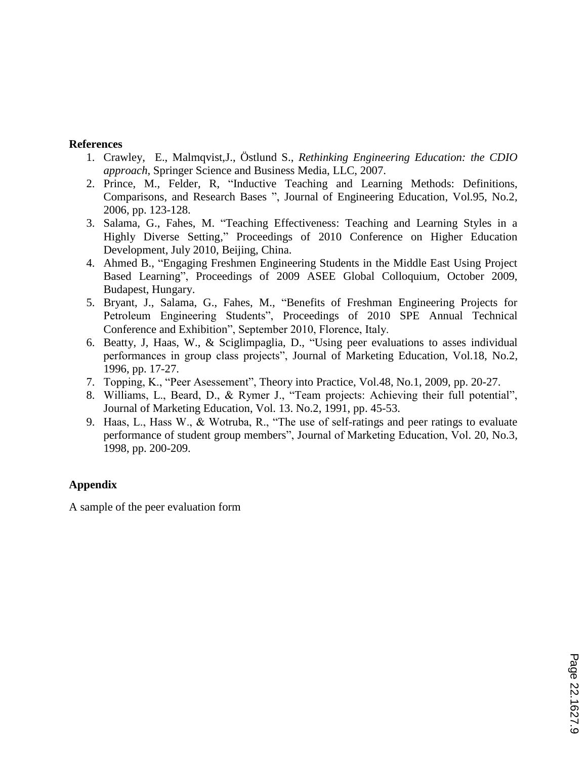**References**

1. Crawley, E., Malmqvist,J., Östlund S., *Rethinking Engineering Education: the CDIO approach*, Springer Science and Business Media, LLC, 2007.
2. Prince, M., Felder, R, "Inductive Teaching and Learning Methods: Definitions, Comparisons, and Research Bases ", Journal of Engineering Education, Vol.95, No.2, 2006, pp. 123-128.
3. Salama, G., Fahes, M. "Teaching Effectiveness: Teaching and Learning Styles in a Highly Diverse Setting," Proceedings of 2010 Conference on Higher Education Development, July 2010, Beijing, China.
4. Ahmed B., "Engaging Freshmen Engineering Students in the Middle East Using Project Based Learning", Proceedings of 2009 ASEE Global Colloquium, October 2009, Budapest, Hungary.
5. Bryant, J., Salama, G., Fahes, M., "Benefits of Freshman Engineering Projects for Petroleum Engineering Students", Proceedings of 2010 SPE Annual Technical Conference and Exhibition", September 2010, Florence, Italy.
6. Beatty, J, Haas, W., & Sciglimpaglia, D., "Using peer evaluations to asses individual performances in group class projects", Journal of Marketing Education, Vol.18, No.2, 1996, pp. 17-27.
7. Topping, K., "Peer Asessement", Theory into Practice, Vol.48, No.1, 2009, pp. 20-27.
8. Williams, L., Beard, D., & Rymer J., "Team projects: Achieving their full potential", Journal of Marketing Education, Vol. 13. No.2, 1991, pp. 45-53.
9. Haas, L., Hass W., & Wotruba, R., "The use of self-ratings and peer ratings to evaluate performance of student group members", Journal of Marketing Education, Vol. 20, No.3, 1998, pp. 200-209.

**Appendix**

A sample of the peer evaluation form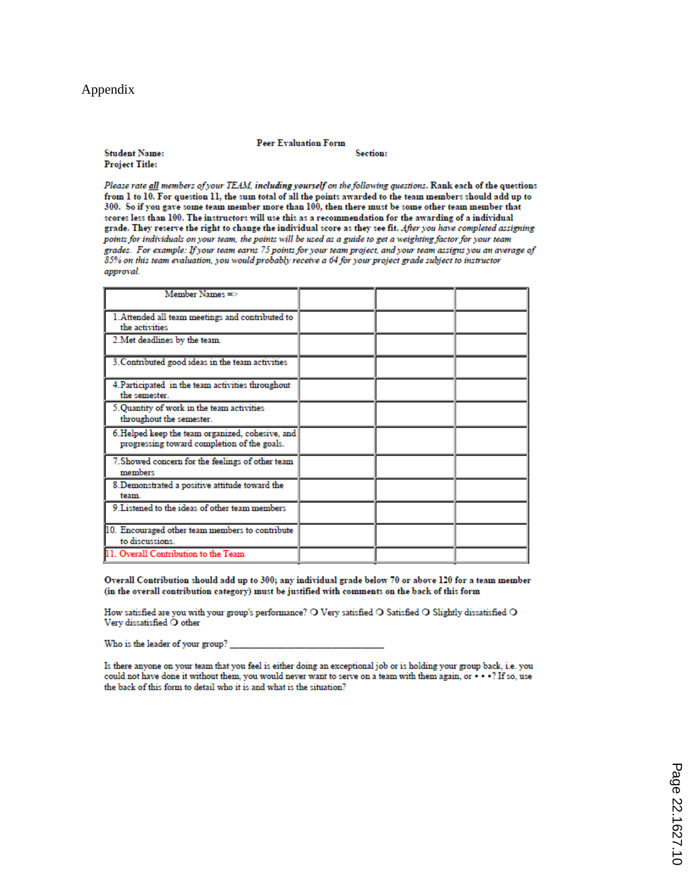Appendix

**Peer Evaluation Form**

**Student Name:** **Section:**
**Project Title:**

*Please rate **all** members of your TEAM, **including yourself** on the following questions.* **Rank each of the questions from 1 to 10. For question 11, the sum total of all the points awarded to the team members should add up to 300. So if you gave some team member more than 100, then there must be some other team member that scores less than 100. The instructors will use this as a recommendation for the awarding of a individual grade. They reserve the right to change the individual score as they see fit.** *After you have completed assigning points for individuals on your team, the points will be used as a guide to get a weighting factor for your team grades. For example: If your team earns 75 points for your team project, and your team assigns you an average of 85% on this team evaluation, you would probably receive a 64 for your project grade subject to instructor approval.*

| Member Names => | | | |
|---|---|---|---|
| 1. Attended all team meetings and contributed to the activities | | | |
| 2. Met deadlines by the team. | | | |
| 3. Contributed good ideas in the team activities | | | |
| 4. Participated in the team activities throughout the semester. | | | |
| 5. Quantity of work in the team activities throughout the semester. | | | |
| 6. Helped keep the team organized, cohesive, and progressing toward completion of the goals. | | | |
| 7. Showed concern for the feelings of other team members | | | |
| 8. Demonstrated a positive attitude toward the team. | | | |
| 9. Listened to the ideas of other team members | | | |
| 10. Encouraged other team members to contribute to discussions. | | | |
| 11. Overall Contribution to the Team | | | |

**Overall Contribution should add up to 300; any individual grade below 70 or above 120 for a team member (in the overall contribution category) must be justified with comments on the back of this form**

How satisfied are you with your group's performance? ❍ Very satisfied ❍ Satisfied ❍ Slightly dissatisfied ❍ Very dissatisfied ❍ other

Who is the leader of your group? ______________________________

Is there anyone on your team that you feel is either doing an exceptional job or is holding your group back, i.e. you could not have done it without them, you would never want to serve on a team with them again, or • • •? If so, use the back of this form to detail who it is and what is the situation?